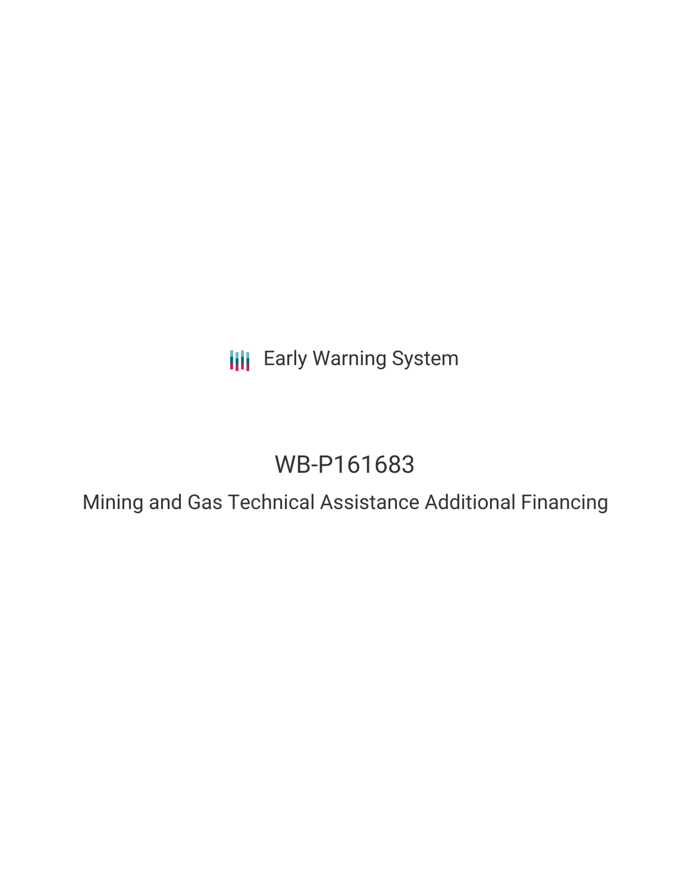Early Warning System

# WB-P161683

## Mining and Gas Technical Assistance Additional Financing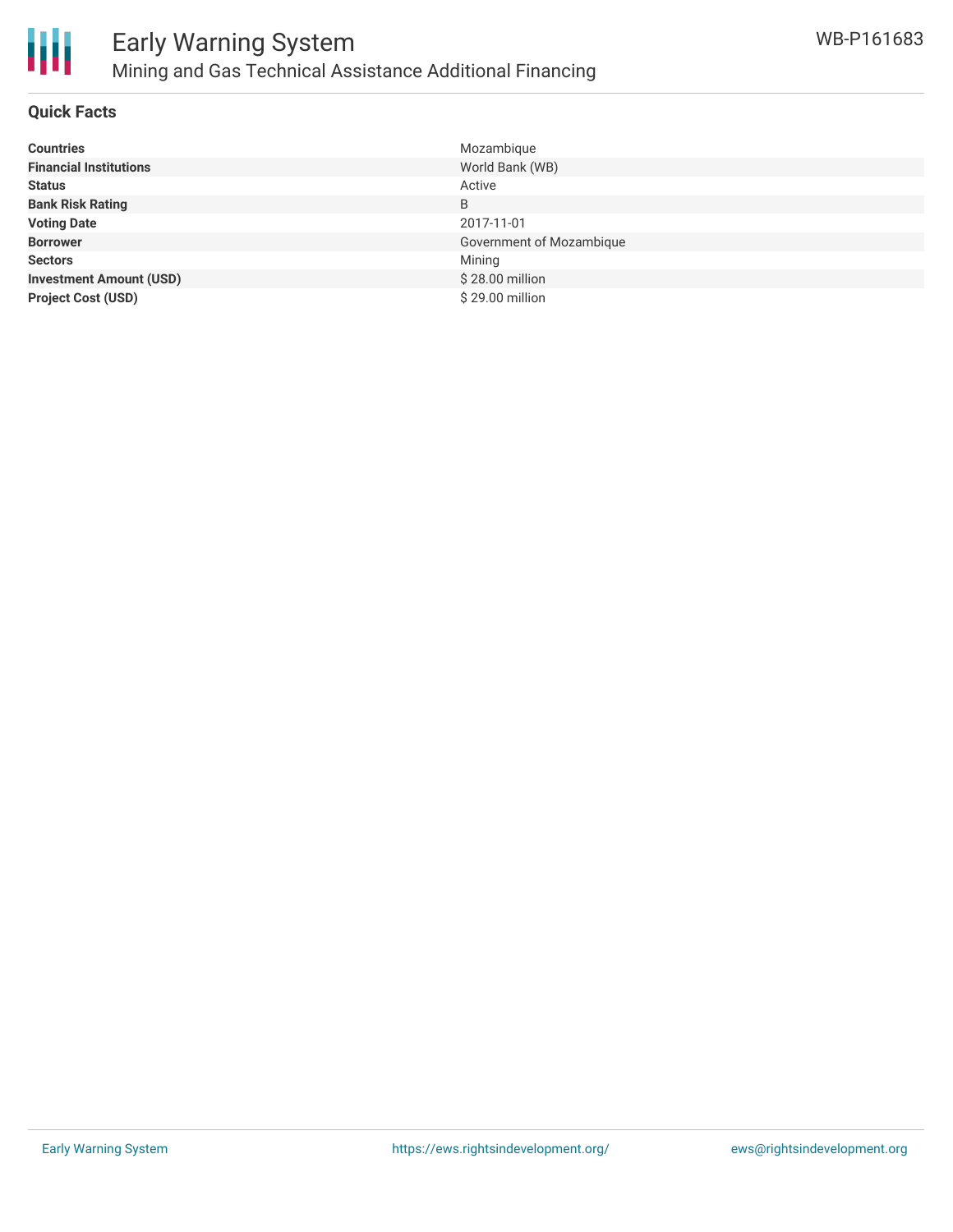# Early Warning System

## Mining and Gas Technical Assistance Additional Financing

WB-P161683

### Quick Facts

| | |
|---|---|
| **Countries** | Mozambique |
| **Financial Institutions** | World Bank (WB) |
| **Status** | Active |
| **Bank Risk Rating** | B |
| **Voting Date** | 2017-11-01 |
| **Borrower** | Government of Mozambique |
| **Sectors** | Mining |
| **Investment Amount (USD)** | $ 28.00 million |
| **Project Cost (USD)** | $ 29.00 million |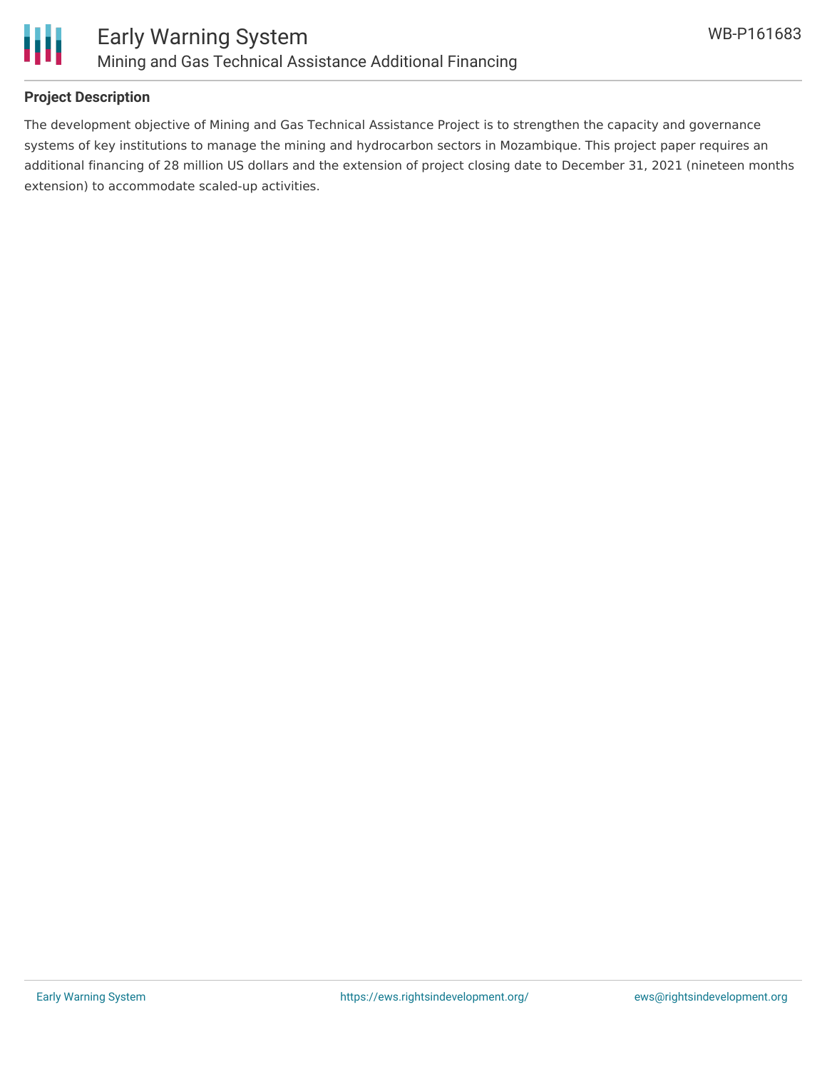## Project Description

The development objective of Mining and Gas Technical Assistance Project is to strengthen the capacity and governance systems of key institutions to manage the mining and hydrocarbon sectors in Mozambique. This project paper requires an additional financing of 28 million US dollars and the extension of project closing date to December 31, 2021 (nineteen months extension) to accommodate scaled-up activities.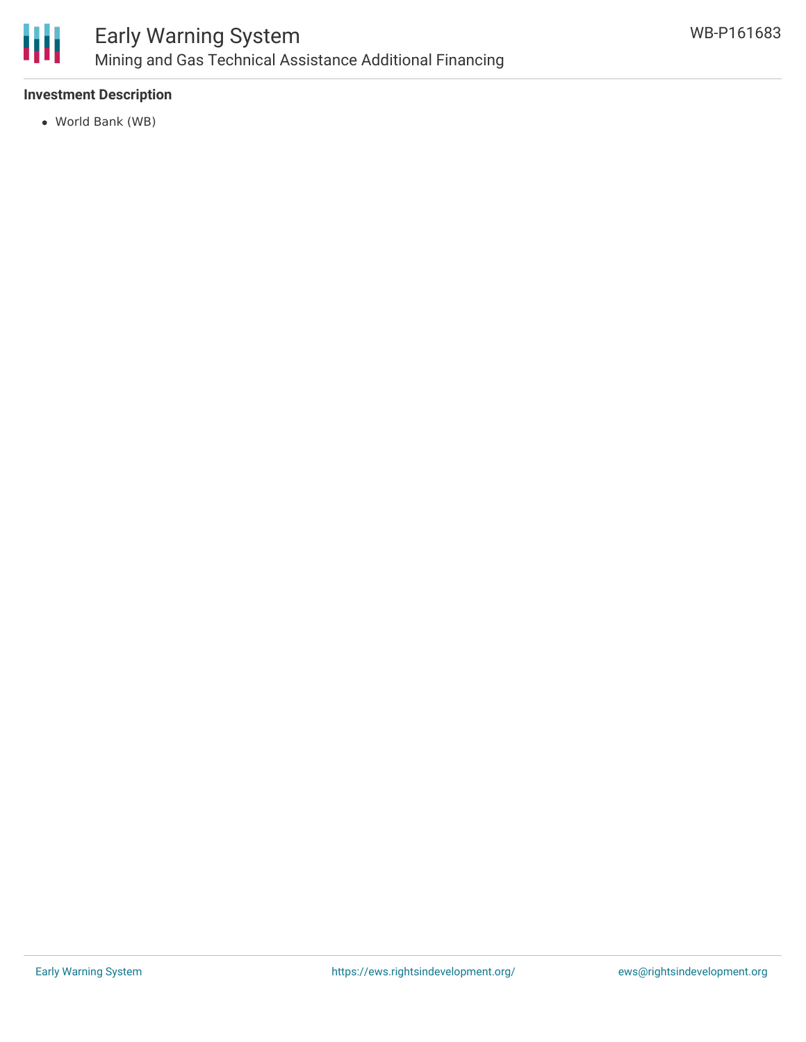### Investment Description

- World Bank (WB)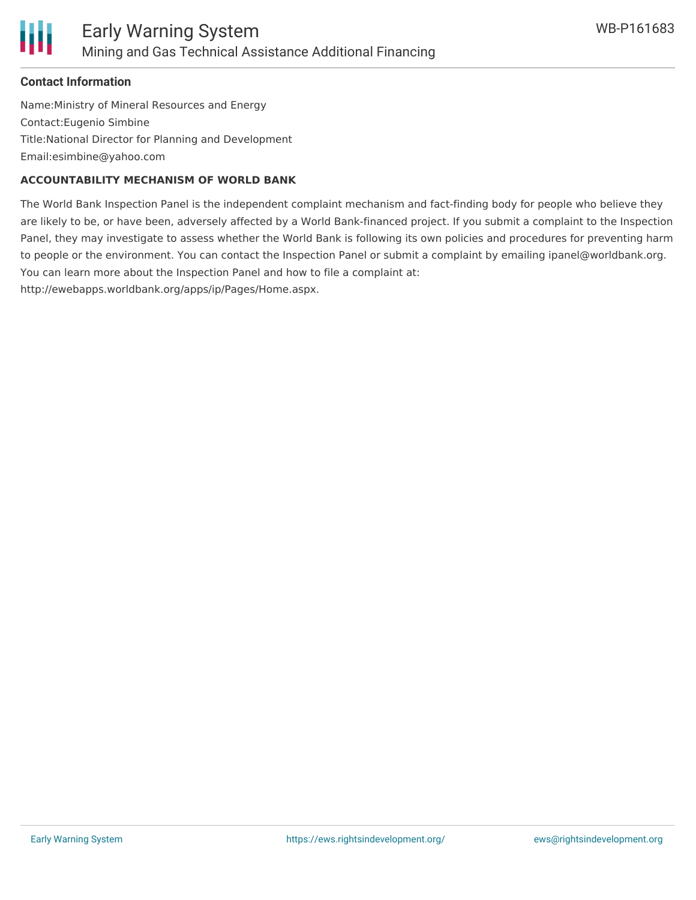### Contact Information

Name:Ministry of Mineral Resources and Energy
Contact:Eugenio Simbine
Title:National Director for Planning and Development
Email:esimbine@yahoo.com

**ACCOUNTABILITY MECHANISM OF WORLD BANK**

The World Bank Inspection Panel is the independent complaint mechanism and fact-finding body for people who believe they are likely to be, or have been, adversely affected by a World Bank-financed project. If you submit a complaint to the Inspection Panel, they may investigate to assess whether the World Bank is following its own policies and procedures for preventing harm to people or the environment. You can contact the Inspection Panel or submit a complaint by emailing ipanel@worldbank.org. You can learn more about the Inspection Panel and how to file a complaint at: http://ewebapps.worldbank.org/apps/ip/Pages/Home.aspx.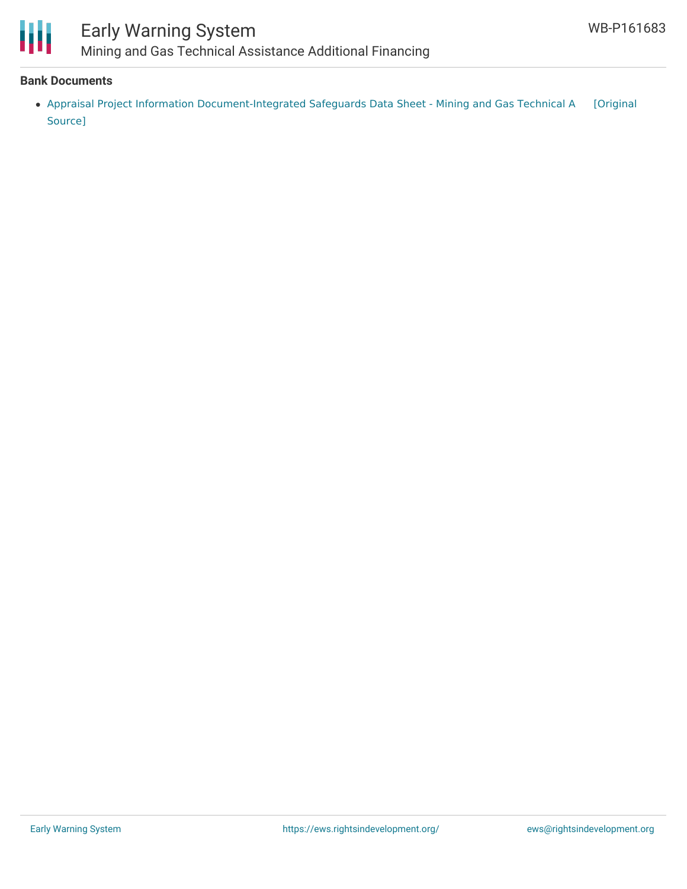**Bank Documents**

- Appraisal Project Information Document-Integrated Safeguards Data Sheet - Mining and Gas Technical A [Original Source]